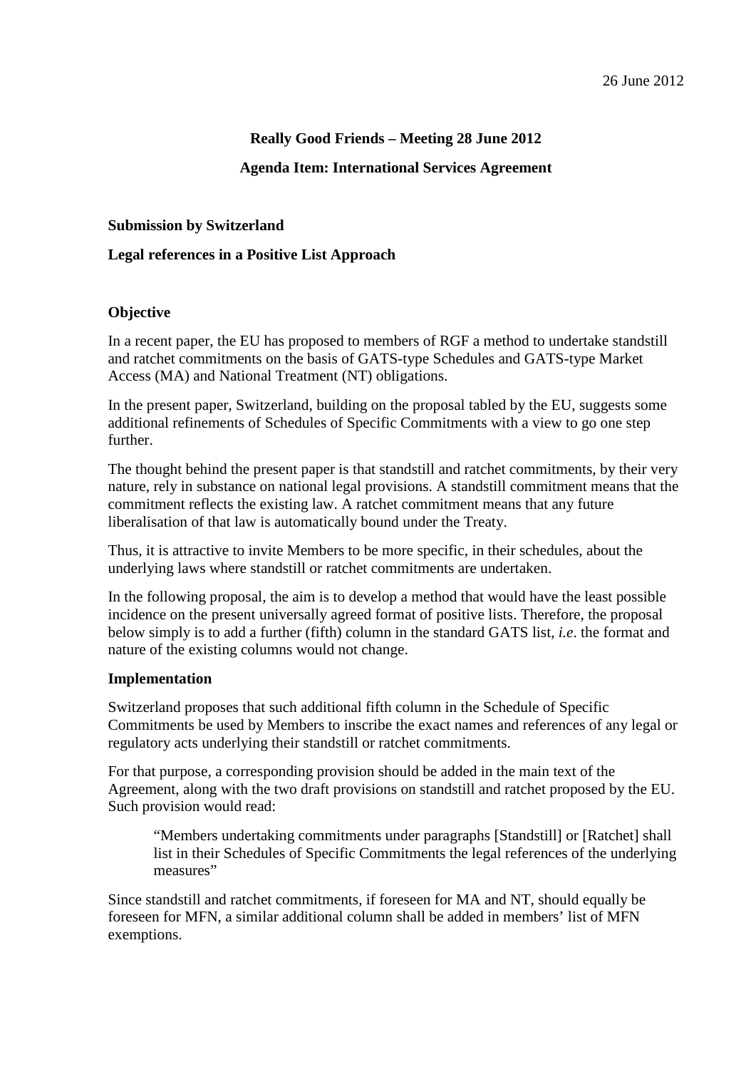26 June 2012

**Really Good Friends – Meeting 28 June 2012**

**Agenda Item: International Services Agreement**

**Submission by Switzerland**

**Legal references in a Positive List Approach**

## Objective

In a recent paper, the EU has proposed to members of RGF a method to undertake standstill and ratchet commitments on the basis of GATS-type Schedules and GATS-type Market Access (MA) and National Treatment (NT) obligations.

In the present paper, Switzerland, building on the proposal tabled by the EU, suggests some additional refinements of Schedules of Specific Commitments with a view to go one step further.

The thought behind the present paper is that standstill and ratchet commitments, by their very nature, rely in substance on national legal provisions. A standstill commitment means that the commitment reflects the existing law. A ratchet commitment means that any future liberalisation of that law is automatically bound under the Treaty.

Thus, it is attractive to invite Members to be more specific, in their schedules, about the underlying laws where standstill or ratchet commitments are undertaken.

In the following proposal, the aim is to develop a method that would have the least possible incidence on the present universally agreed format of positive lists. Therefore, the proposal below simply is to add a further (fifth) column in the standard GATS list, *i.e*. the format and nature of the existing columns would not change.

## Implementation

Switzerland proposes that such additional fifth column in the Schedule of Specific Commitments be used by Members to inscribe the exact names and references of any legal or regulatory acts underlying their standstill or ratchet commitments.

For that purpose, a corresponding provision should be added in the main text of the Agreement, along with the two draft provisions on standstill and ratchet proposed by the EU. Such provision would read:

> "Members undertaking commitments under paragraphs [Standstill] or [Ratchet] shall list in their Schedules of Specific Commitments the legal references of the underlying measures"

Since standstill and ratchet commitments, if foreseen for MA and NT, should equally be foreseen for MFN, a similar additional column shall be added in members' list of MFN exemptions.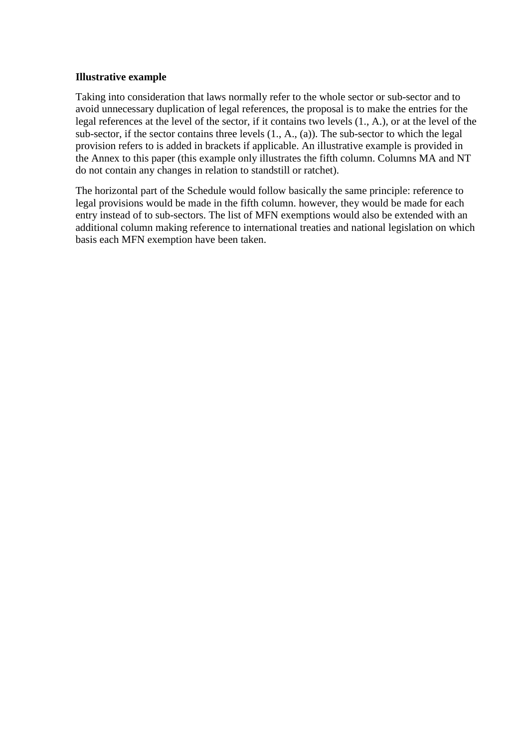**Illustrative example**

Taking into consideration that laws normally refer to the whole sector or sub-sector and to avoid unnecessary duplication of legal references, the proposal is to make the entries for the legal references at the level of the sector, if it contains two levels (1., A.), or at the level of the sub-sector, if the sector contains three levels (1., A., (a)). The sub-sector to which the legal provision refers to is added in brackets if applicable. An illustrative example is provided in the Annex to this paper (this example only illustrates the fifth column. Columns MA and NT do not contain any changes in relation to standstill or ratchet).

The horizontal part of the Schedule would follow basically the same principle: reference to legal provisions would be made in the fifth column. however, they would be made for each entry instead of to sub-sectors. The list of MFN exemptions would also be extended with an additional column making reference to international treaties and national legislation on which basis each MFN exemption have been taken.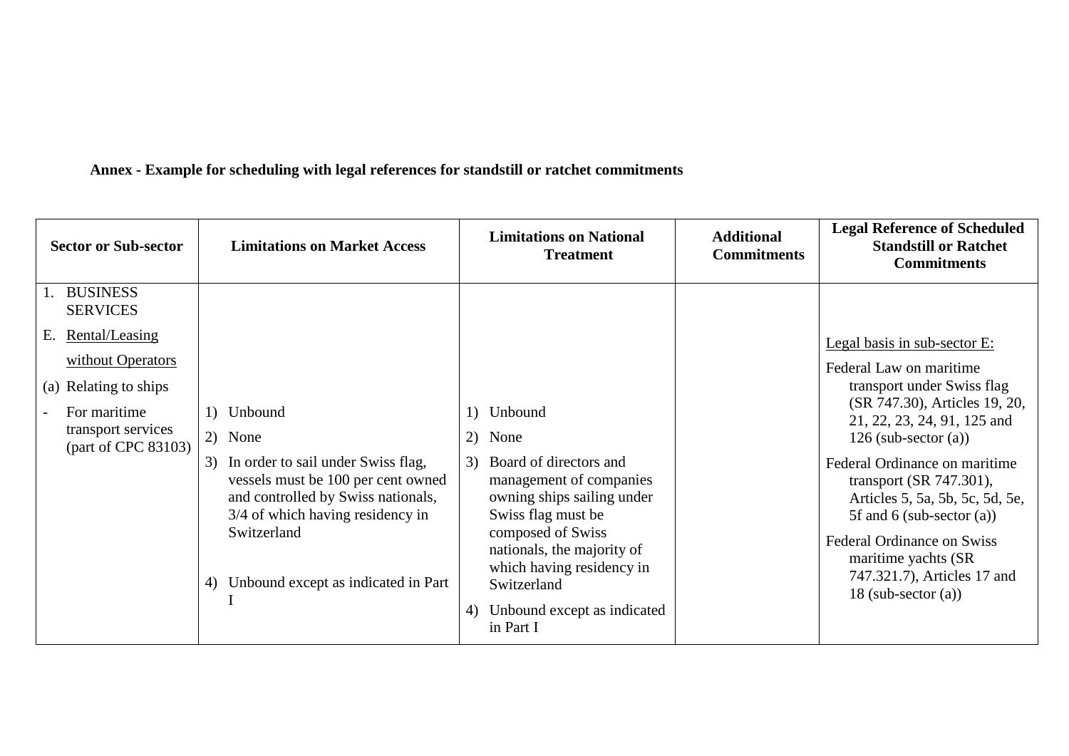**Annex - Example for scheduling with legal references for standstill or ratchet commitments**

| Sector or Sub-sector | Limitations on Market Access | Limitations on National Treatment | Additional Commitments | Legal Reference of Scheduled Standstill or Ratchet Commitments |
|---|---|---|---|---|
| 1. BUSINESS SERVICES<br><br>E. Rental/Leasing without Operators<br><br>(a) Relating to ships<br><br>- For maritime transport services (part of CPC 83103) | 1) Unbound<br><br>2) None<br><br>3) In order to sail under Swiss flag, vessels must be 100 per cent owned and controlled by Swiss nationals, 3/4 of which having residency in Switzerland<br><br>4) Unbound except as indicated in Part I | 1) Unbound<br><br>2) None<br><br>3) Board of directors and management of companies owning ships sailing under Swiss flag must be composed of Swiss nationals, the majority of which having residency in Switzerland<br><br>4) Unbound except as indicated in Part I | | Legal basis in sub-sector E:<br><br>Federal Law on maritime transport under Swiss flag (SR 747.30), Articles 19, 20, 21, 22, 23, 24, 91, 125 and 126 (sub-sector (a))<br><br>Federal Ordinance on maritime transport (SR 747.301), Articles 5, 5a, 5b, 5c, 5d, 5e, 5f and 6 (sub-sector (a))<br><br>Federal Ordinance on Swiss maritime yachts (SR 747.321.7), Articles 17 and 18 (sub-sector (a)) |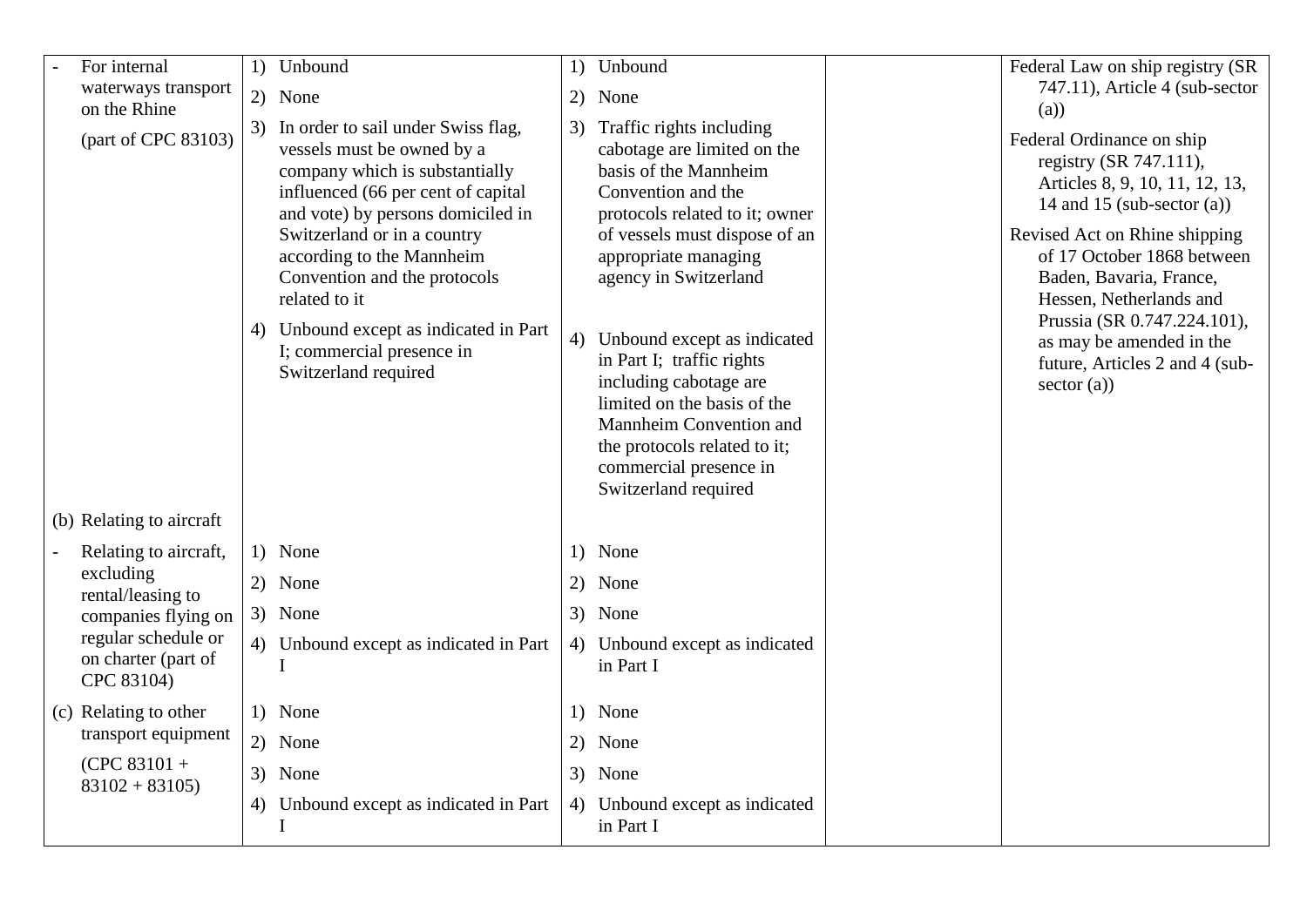| | | | | |
|---|---|---|---|---|
| - For internal waterways transport on the Rhine (part of CPC 83103) | 1) Unbound<br>2) None<br>3) In order to sail under Swiss flag, vessels must be owned by a company which is substantially influenced (66 per cent of capital and vote) by persons domiciled in Switzerland or in a country according to the Mannheim Convention and the protocols related to it<br>4) Unbound except as indicated in Part I; commercial presence in Switzerland required | 1) Unbound<br>2) None<br>3) Traffic rights including cabotage are limited on the basis of the Mannheim Convention and the protocols related to it; owner of vessels must dispose of an appropriate managing agency in Switzerland<br>4) Unbound except as indicated in Part I; traffic rights including cabotage are limited on the basis of the Mannheim Convention and the protocols related to it; commercial presence in Switzerland required | | Federal Law on ship registry (SR 747.11), Article 4 (sub-sector (a))<br>Federal Ordinance on ship registry (SR 747.111), Articles 8, 9, 10, 11, 12, 13, 14 and 15 (sub-sector (a))<br>Revised Act on Rhine shipping of 17 October 1868 between Baden, Bavaria, France, Hessen, Netherlands and Prussia (SR 0.747.224.101), as may be amended in the future, Articles 2 and 4 (sub-sector (a)) |
| (b) Relating to aircraft | | | | |
| - Relating to aircraft, excluding rental/leasing to companies flying on regular schedule or on charter (part of CPC 83104) | 1) None<br>2) None<br>3) None<br>4) Unbound except as indicated in Part I | 1) None<br>2) None<br>3) None<br>4) Unbound except as indicated in Part I | | |
| (c) Relating to other transport equipment (CPC 83101 + 83102 + 83105) | 1) None<br>2) None<br>3) None<br>4) Unbound except as indicated in Part I | 1) None<br>2) None<br>3) None<br>4) Unbound except as indicated in Part I | | |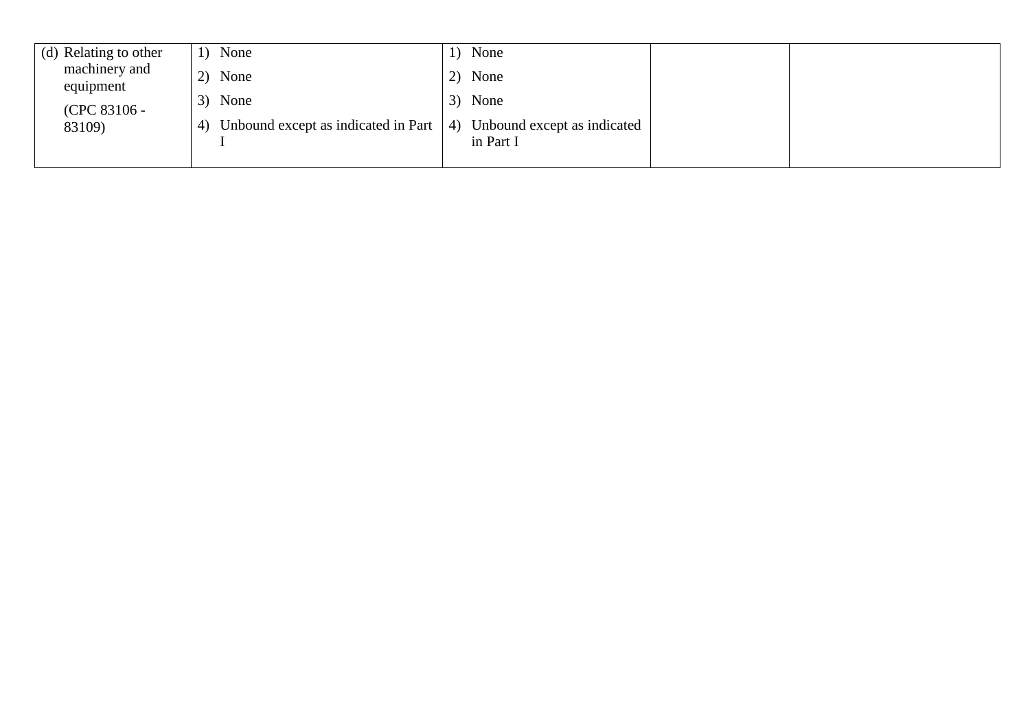| | | | | |
|---|---|---|---|---|
| (d) Relating to other machinery and equipment<br><br>(CPC 83106 - 83109) | 1) None<br>2) None<br>3) None<br>4) Unbound except as indicated in Part I | 1) None<br>2) None<br>3) None<br>4) Unbound except as indicated in Part I | | |